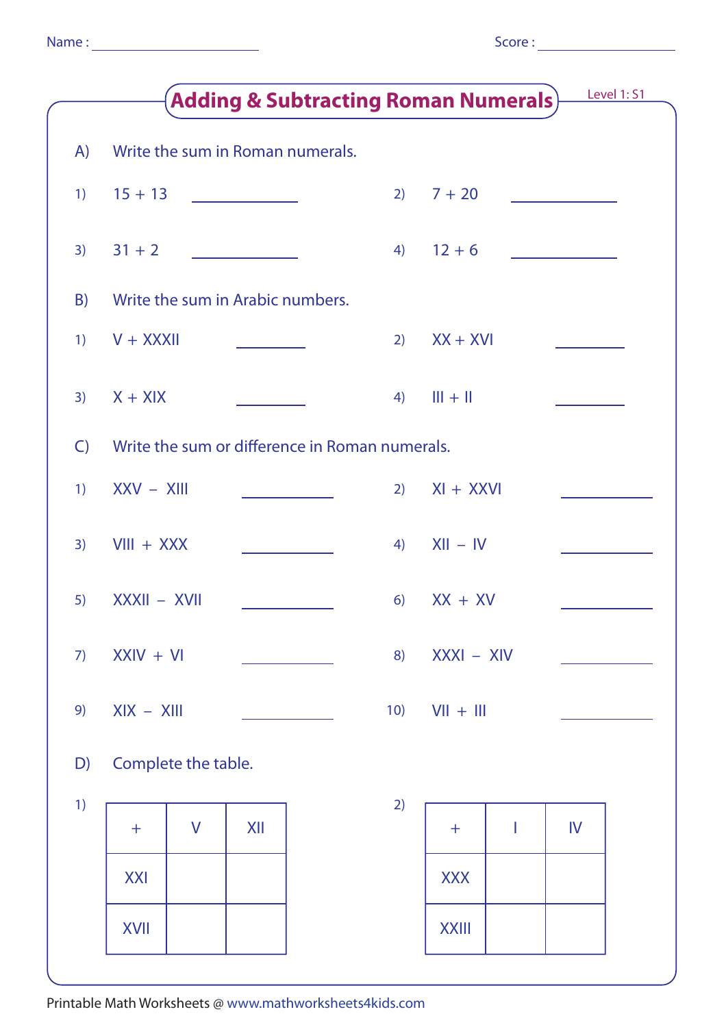Name : ____________________ Score : ____________________

# Adding & Subtracting Roman Numerals

Level 1: S1

## A) Write the sum in Roman numerals.

1) 15 + 13 __________

2) 7 + 20 __________

3) 31 + 2 __________

4) 12 + 6 __________

## B) Write the sum in Arabic numbers.

1) V + XXXII __________

2) XX + XVI __________

3) X + XIX __________

4) III + II __________

## C) Write the sum or difference in Roman numerals.

1) XXV − XIII __________

2) XI + XXVI __________

3) VIII + XXX __________

4) XII − IV __________

5) XXXII − XVII __________

6) XX + XV __________

7) XXIV + VI __________

8) XXXI − XIV __________

9) XIX − XIII __________

10) VII + III __________

## D) Complete the table.

1)

| + | V | XII |
|---|---|---|
| XXI | | |
| XVII | | |

2)

| + | I | IV |
|---|---|---|
| XXX | | |
| XXIII | | |

Printable Math Worksheets @ www.mathworksheets4kids.com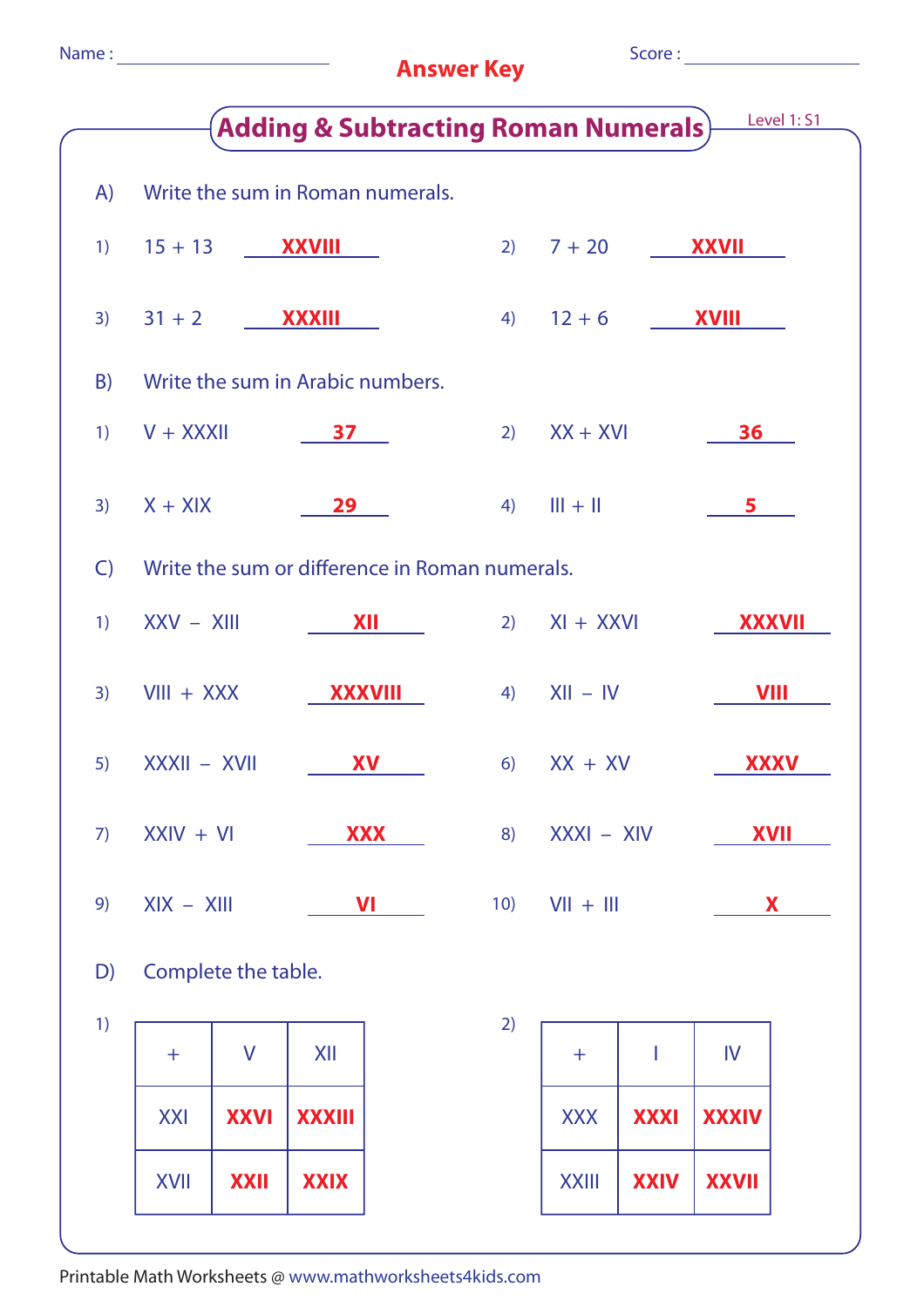Name : ____________________ **Answer Key** Score : ____________________

# Adding & Subtracting Roman Numerals

Level 1: S1

A) Write the sum in Roman numerals.

1) 15 + 13 **XXVIII**

2) 7 + 20 **XXVII**

3) 31 + 2 **XXXIII**

4) 12 + 6 **XVIII**

B) Write the sum in Arabic numbers.

1) V + XXXII **37**

2) XX + XVI **36**

3) X + XIX **29**

4) III + II **5**

C) Write the sum or difference in Roman numerals.

1) XXV – XIII **XII**

2) XI + XXVI **XXXVII**

3) VIII + XXX **XXXVIII**

4) XII – IV **VIII**

5) XXXII – XVII **XV**

6) XX + XV **XXXV**

7) XXIV + VI **XXX**

8) XXXI – XIV **XVII**

9) XIX – XIII **VI**

10) VII + III **X**

D) Complete the table.

1)

| + | V | XII |
|---|---|---|
| XXI | **XXVI** | **XXXIII** |
| XVII | **XXII** | **XXIX** |

2)

| + | I | IV |
|---|---|---|
| XXX | **XXXI** | **XXXIV** |
| XXIII | **XXIV** | **XXVII** |

Printable Math Worksheets @ www.mathworksheets4kids.com